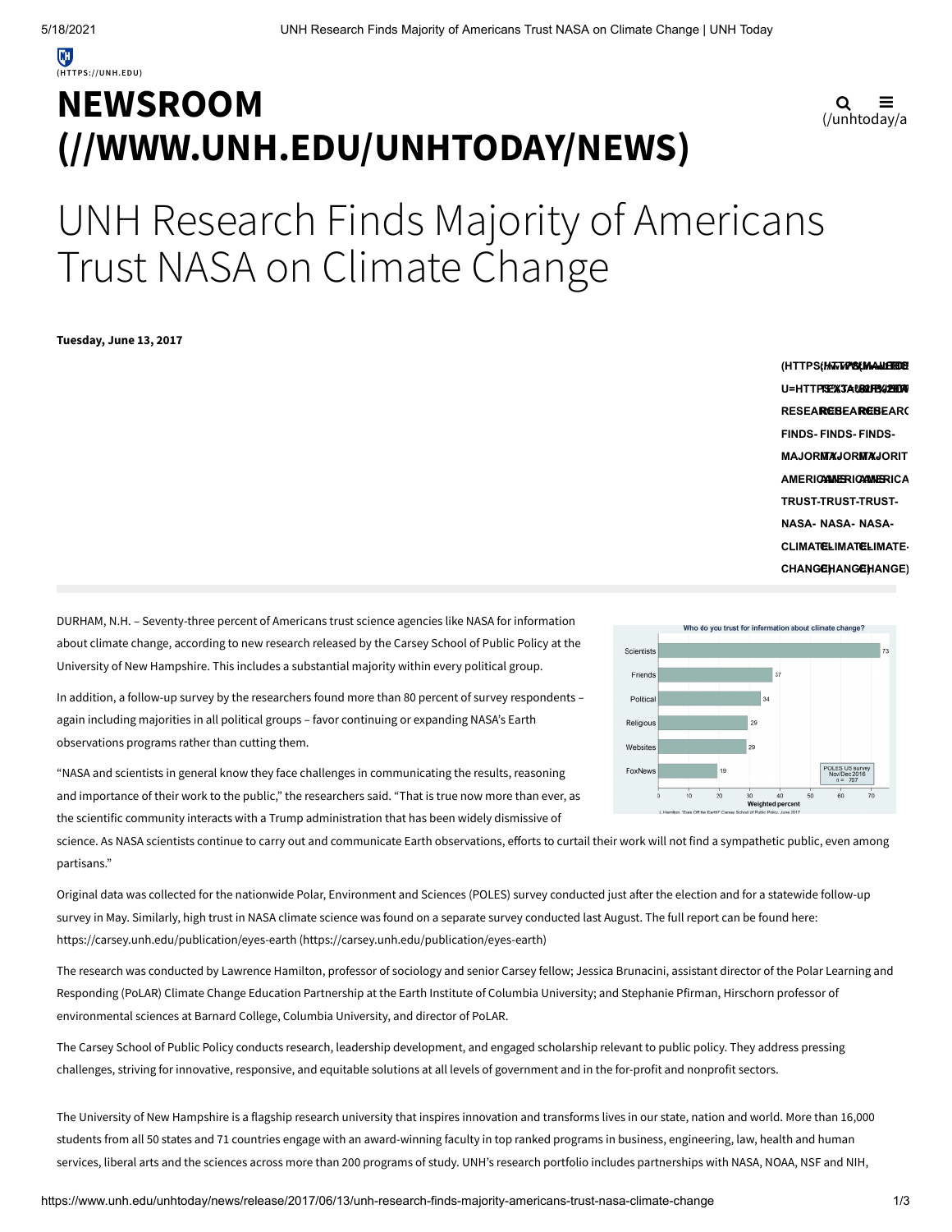(HTTPS://UNH.EDU)

# NEWSROOM (//WWW.UNH.EDU/UNHTODAY/NEWS)

# UNH Research Finds Majority of Americans Trust NASA on Climate Change

**Tuesday, June 13, 2017**

DURHAM, N.H. – Seventy-three percent of Americans trust science agencies like NASA for information about climate change, according to new research released by the Carsey School of Public Policy at the University of New Hampshire. This includes a substantial majority within every political group.

In addition, a follow-up survey by the researchers found more than 80 percent of survey respondents – again including majorities in all political groups – favor continuing or expanding NASA's Earth observations programs rather than cutting them.

"NASA and scientists in general know they face challenges in communicating the results, reasoning and importance of their work to the public," the researchers said. "That is true now more than ever, as the scientific community interacts with a Trump administration that has been widely dismissive of science. As NASA scientists continue to carry out and communicate Earth observations, efforts to curtail their work will not find a sympathetic public, even among partisans."

Original data was collected for the nationwide Polar, Environment and Sciences (POLES) survey conducted just after the election and for a statewide follow-up survey in May. Similarly, high trust in NASA climate science was found on a separate survey conducted last August. The full report can be found here: https://carsey.unh.edu/publication/eyes-earth (https://carsey.unh.edu/publication/eyes-earth)

The research was conducted by Lawrence Hamilton, professor of sociology and senior Carsey fellow; Jessica Brunacini, assistant director of the Polar Learning and Responding (PoLAR) Climate Change Education Partnership at the Earth Institute of Columbia University; and Stephanie Pfirman, Hirschorn professor of environmental sciences at Barnard College, Columbia University, and director of PoLAR.

The Carsey School of Public Policy conducts research, leadership development, and engaged scholarship relevant to public policy. They address pressing challenges, striving for innovative, responsive, and equitable solutions at all levels of government and in the for-profit and nonprofit sectors.

The University of New Hampshire is a flagship research university that inspires innovation and transforms lives in our state, nation and world. More than 16,000 students from all 50 states and 71 countries engage with an award-winning faculty in top ranked programs in business, engineering, law, health and human services, liberal arts and the sciences across more than 200 programs of study. UNH's research portfolio includes partnerships with NASA, NOAA, NSF and NIH,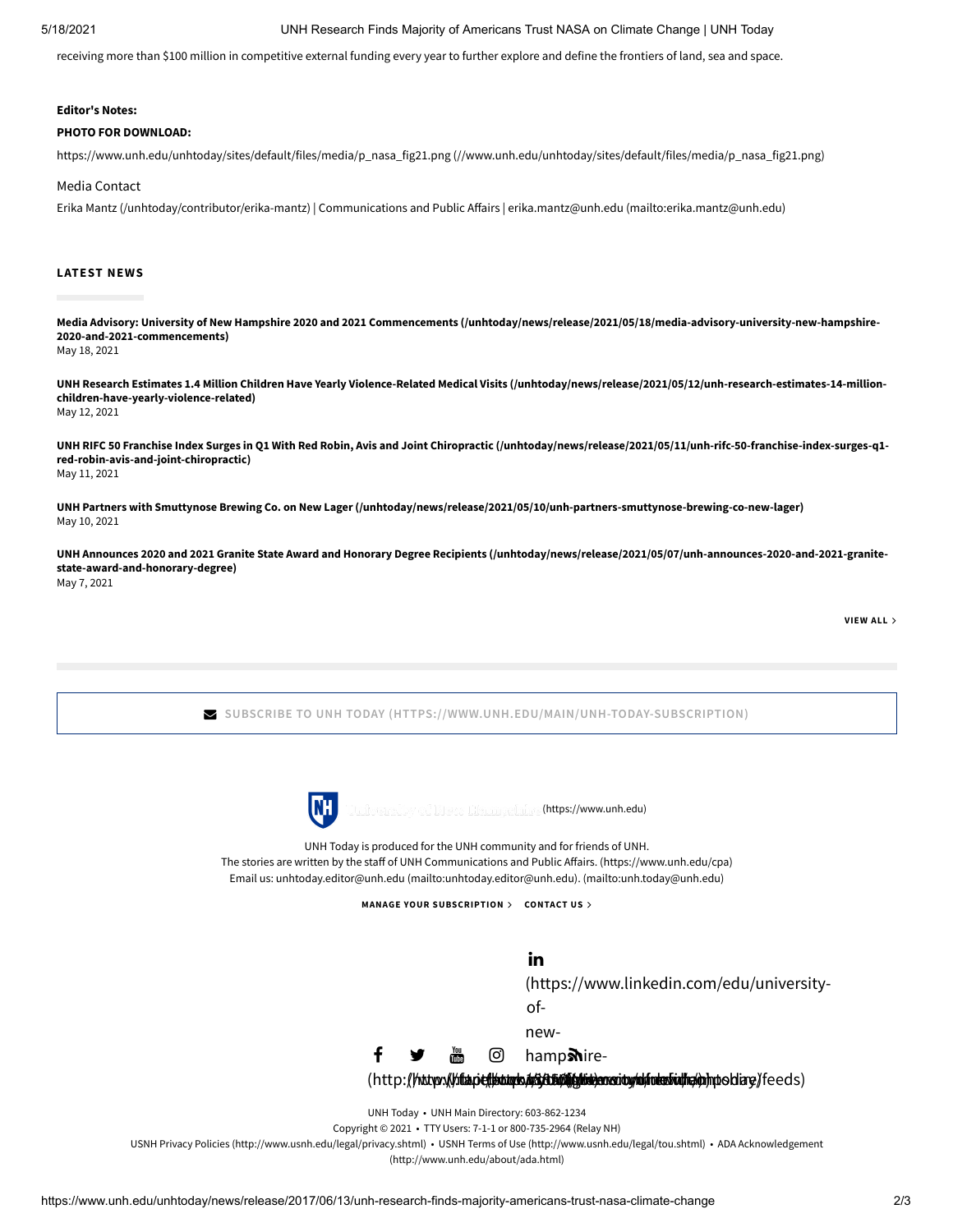receiving more than $100 million in competitive external funding every year to further explore and define the frontiers of land, sea and space.

**Editor's Notes:**

**PHOTO FOR DOWNLOAD:**

https://www.unh.edu/unhtoday/sites/default/files/media/p_nasa_fig21.png (//www.unh.edu/unhtoday/sites/default/files/media/p_nasa_fig21.png)

Media Contact

Erika Mantz (/unhtoday/contributor/erika-mantz) | Communications and Public Affairs | erika.mantz@unh.edu (mailto:erika.mantz@unh.edu)

## LATEST NEWS

**Media Advisory: University of New Hampshire 2020 and 2021 Commencements (/unhtoday/news/release/2021/05/18/media-advisory-university-new-hampshire-2020-and-2021-commencements)**
May 18, 2021

**UNH Research Estimates 1.4 Million Children Have Yearly Violence-Related Medical Visits (/unhtoday/news/release/2021/05/12/unh-research-estimates-14-million-children-have-yearly-violence-related)**
May 12, 2021

**UNH RIFC 50 Franchise Index Surges in Q1 With Red Robin, Avis and Joint Chiropractic (/unhtoday/news/release/2021/05/11/unh-rifc-50-franchise-index-surges-q1-red-robin-avis-and-joint-chiropractic)**
May 11, 2021

**UNH Partners with Smuttynose Brewing Co. on New Lager (/unhtoday/news/release/2021/05/10/unh-partners-smuttynose-brewing-co-new-lager)**
May 10, 2021

**UNH Announces 2020 and 2021 Granite State Award and Honorary Degree Recipients (/unhtoday/news/release/2021/05/07/unh-announces-2020-and-2021-granite-state-award-and-honorary-degree)**
May 7, 2021

**VIEW ALL**

SUBSCRIBE TO UNH TODAY (HTTPS://WWW.UNH.EDU/MAIN/UNH-TODAY-SUBSCRIPTION)

University of New Hampshire (https://www.unh.edu)

UNH Today is produced for the UNH community and for friends of UNH.
The stories are written by the staff of UNH Communications and Public Affairs. (https://www.unh.edu/cpa)
Email us: unhtoday.editor@unh.edu (mailto:unhtoday.editor@unh.edu). (mailto:unh.today@unh.edu)

**MANAGE YOUR SUBSCRIPTION** **CONTACT US**

(https://www.linkedin.com/edu/university-of-new-hampshire-

UNH Today • UNH Main Directory: 603-862-1234
Copyright © 2021 • TTY Users: 7-1-1 or 800-735-2964 (Relay NH)
USNH Privacy Policies (http://www.usnh.edu/legal/privacy.shtml) • USNH Terms of Use (http://www.usnh.edu/legal/tou.shtml) • ADA Acknowledgement (http://www.unh.edu/about/ada.html)